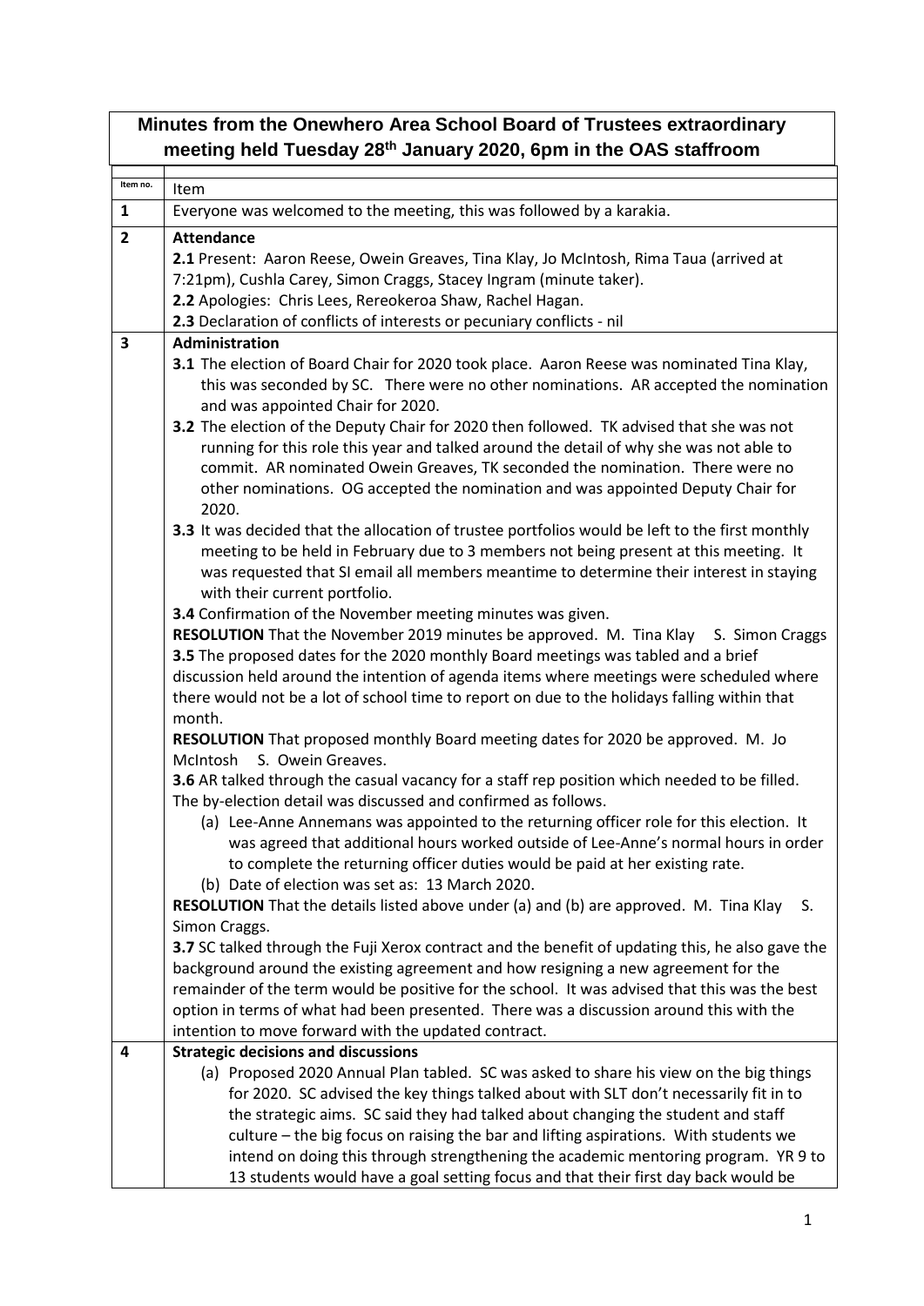# Minutes from the Onewhero Area School Board of Trustees extraordinary meeting held Tuesday 28th January 2020, 6pm in the OAS staffroom

| Item no. | Item |
|---|---|
| **1** | Everyone was welcomed to the meeting, this was followed by a karakia. |
| **2** | **Attendance**<br>**2.1** Present: Aaron Reese, Owein Greaves, Tina Klay, Jo McIntosh, Rima Taua (arrived at 7:21pm), Cushla Carey, Simon Craggs, Stacey Ingram (minute taker).<br>**2.2** Apologies: Chris Lees, Rereokeroa Shaw, Rachel Hagan.<br>**2.3** Declaration of conflicts of interests or pecuniary conflicts - nil |
| **3** | **Administration**<br>**3.1** The election of Board Chair for 2020 took place. Aaron Reese was nominated Tina Klay, this was seconded by SC. There were no other nominations. AR accepted the nomination and was appointed Chair for 2020.<br>**3.2** The election of the Deputy Chair for 2020 then followed. TK advised that she was not running for this role this year and talked around the detail of why she was not able to commit. AR nominated Owein Greaves, TK seconded the nomination. There were no other nominations. OG accepted the nomination and was appointed Deputy Chair for 2020.<br>**3.3** It was decided that the allocation of trustee portfolios would be left to the first monthly meeting to be held in February due to 3 members not being present at this meeting. It was requested that SI email all members meantime to determine their interest in staying with their current portfolio.<br>**3.4** Confirmation of the November meeting minutes was given.<br>**RESOLUTION** That the November 2019 minutes be approved. M. Tina Klay S. Simon Craggs<br>**3.5** The proposed dates for the 2020 monthly Board meetings was tabled and a brief discussion held around the intention of agenda items where meetings were scheduled where there would not be a lot of school time to report on due to the holidays falling within that month.<br>**RESOLUTION** That proposed monthly Board meeting dates for 2020 be approved. M. Jo McIntosh S. Owein Greaves.<br>**3.6** AR talked through the casual vacancy for a staff rep position which needed to be filled. The by-election detail was discussed and confirmed as follows.<br>(a) Lee-Anne Annemans was appointed to the returning officer role for this election. It was agreed that additional hours worked outside of Lee-Anne's normal hours in order to complete the returning officer duties would be paid at her existing rate.<br>(b) Date of election was set as: 13 March 2020.<br>**RESOLUTION** That the details listed above under (a) and (b) are approved. M. Tina Klay S. Simon Craggs.<br>**3.7** SC talked through the Fuji Xerox contract and the benefit of updating this, he also gave the background around the existing agreement and how resigning a new agreement for the remainder of the term would be positive for the school. It was advised that this was the best option in terms of what had been presented. There was a discussion around this with the intention to move forward with the updated contract. |
| **4** | **Strategic decisions and discussions**<br>(a) Proposed 2020 Annual Plan tabled. SC was asked to share his view on the big things for 2020. SC advised the key things talked about with SLT don't necessarily fit in to the strategic aims. SC said they had talked about changing the student and staff culture – the big focus on raising the bar and lifting aspirations. With students we intend on doing this through strengthening the academic mentoring program. YR 9 to 13 students would have a goal setting focus and that their first day back would be |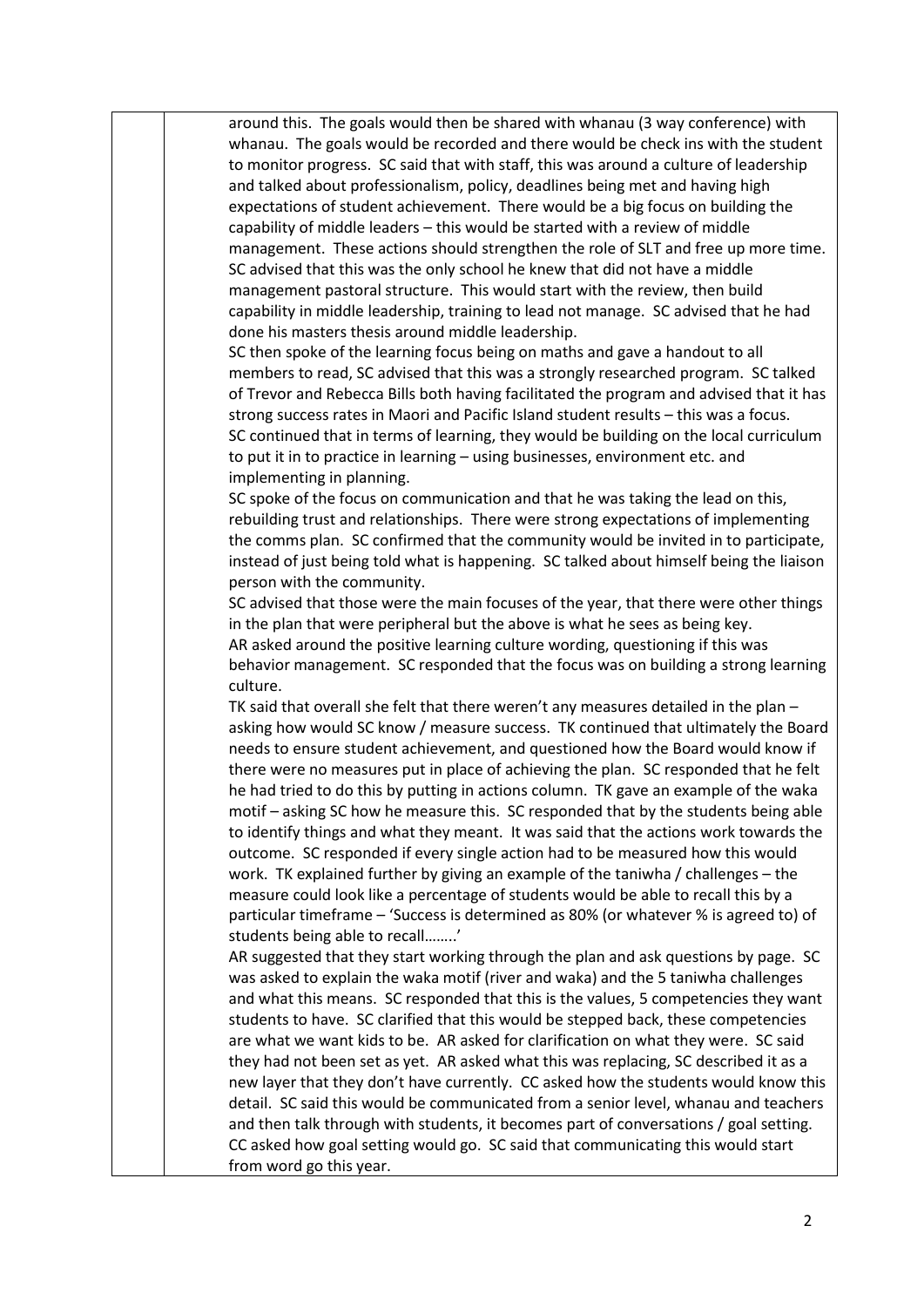around this. The goals would then be shared with whanau (3 way conference) with whanau. The goals would be recorded and there would be check ins with the student to monitor progress. SC said that with staff, this was around a culture of leadership and talked about professionalism, policy, deadlines being met and having high expectations of student achievement. There would be a big focus on building the capability of middle leaders – this would be started with a review of middle management. These actions should strengthen the role of SLT and free up more time. SC advised that this was the only school he knew that did not have a middle management pastoral structure. This would start with the review, then build capability in middle leadership, training to lead not manage. SC advised that he had done his masters thesis around middle leadership.

SC then spoke of the learning focus being on maths and gave a handout to all members to read, SC advised that this was a strongly researched program. SC talked of Trevor and Rebecca Bills both having facilitated the program and advised that it has strong success rates in Maori and Pacific Island student results – this was a focus. SC continued that in terms of learning, they would be building on the local curriculum to put it in to practice in learning – using businesses, environment etc. and implementing in planning.

SC spoke of the focus on communication and that he was taking the lead on this, rebuilding trust and relationships. There were strong expectations of implementing the comms plan. SC confirmed that the community would be invited in to participate, instead of just being told what is happening. SC talked about himself being the liaison person with the community.

SC advised that those were the main focuses of the year, that there were other things in the plan that were peripheral but the above is what he sees as being key.

AR asked around the positive learning culture wording, questioning if this was behavior management. SC responded that the focus was on building a strong learning culture.

TK said that overall she felt that there weren't any measures detailed in the plan – asking how would SC know / measure success. TK continued that ultimately the Board needs to ensure student achievement, and questioned how the Board would know if there were no measures put in place of achieving the plan. SC responded that he felt he had tried to do this by putting in actions column. TK gave an example of the waka motif – asking SC how he measure this. SC responded that by the students being able to identify things and what they meant. It was said that the actions work towards the outcome. SC responded if every single action had to be measured how this would work. TK explained further by giving an example of the taniwha / challenges – the measure could look like a percentage of students would be able to recall this by a particular timeframe – 'Success is determined as 80% (or whatever % is agreed to) of students being able to recall……..'

AR suggested that they start working through the plan and ask questions by page. SC was asked to explain the waka motif (river and waka) and the 5 taniwha challenges and what this means. SC responded that this is the values, 5 competencies they want students to have. SC clarified that this would be stepped back, these competencies are what we want kids to be. AR asked for clarification on what they were. SC said they had not been set as yet. AR asked what this was replacing, SC described it as a new layer that they don't have currently. CC asked how the students would know this detail. SC said this would be communicated from a senior level, whanau and teachers and then talk through with students, it becomes part of conversations / goal setting. CC asked how goal setting would go. SC said that communicating this would start from word go this year.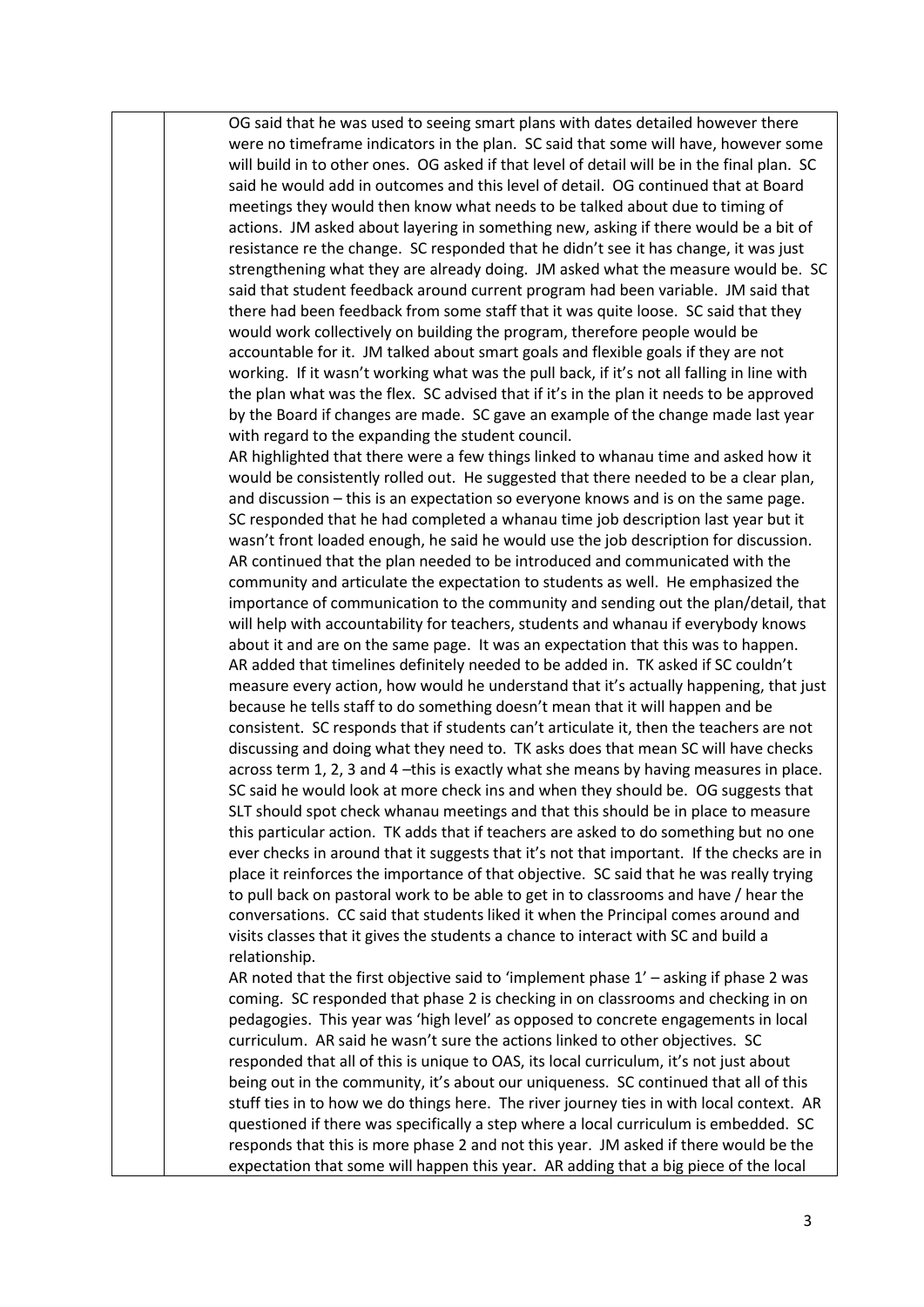OG said that he was used to seeing smart plans with dates detailed however there were no timeframe indicators in the plan. SC said that some will have, however some will build in to other ones. OG asked if that level of detail will be in the final plan. SC said he would add in outcomes and this level of detail. OG continued that at Board meetings they would then know what needs to be talked about due to timing of actions. JM asked about layering in something new, asking if there would be a bit of resistance re the change. SC responded that he didn't see it has change, it was just strengthening what they are already doing. JM asked what the measure would be. SC said that student feedback around current program had been variable. JM said that there had been feedback from some staff that it was quite loose. SC said that they would work collectively on building the program, therefore people would be accountable for it. JM talked about smart goals and flexible goals if they are not working. If it wasn't working what was the pull back, if it's not all falling in line with the plan what was the flex. SC advised that if it's in the plan it needs to be approved by the Board if changes are made. SC gave an example of the change made last year with regard to the expanding the student council.

AR highlighted that there were a few things linked to whanau time and asked how it would be consistently rolled out. He suggested that there needed to be a clear plan, and discussion – this is an expectation so everyone knows and is on the same page. SC responded that he had completed a whanau time job description last year but it wasn't front loaded enough, he said he would use the job description for discussion. AR continued that the plan needed to be introduced and communicated with the community and articulate the expectation to students as well. He emphasized the importance of communication to the community and sending out the plan/detail, that will help with accountability for teachers, students and whanau if everybody knows about it and are on the same page. It was an expectation that this was to happen. AR added that timelines definitely needed to be added in. TK asked if SC couldn't measure every action, how would he understand that it's actually happening, that just because he tells staff to do something doesn't mean that it will happen and be consistent. SC responds that if students can't articulate it, then the teachers are not discussing and doing what they need to. TK asks does that mean SC will have checks across term 1, 2, 3 and 4 –this is exactly what she means by having measures in place. SC said he would look at more check ins and when they should be. OG suggests that SLT should spot check whanau meetings and that this should be in place to measure this particular action. TK adds that if teachers are asked to do something but no one ever checks in around that it suggests that it's not that important. If the checks are in place it reinforces the importance of that objective. SC said that he was really trying to pull back on pastoral work to be able to get in to classrooms and have / hear the conversations. CC said that students liked it when the Principal comes around and visits classes that it gives the students a chance to interact with SC and build a relationship.

AR noted that the first objective said to 'implement phase 1' – asking if phase 2 was coming. SC responded that phase 2 is checking in on classrooms and checking in on pedagogies. This year was 'high level' as opposed to concrete engagements in local curriculum. AR said he wasn't sure the actions linked to other objectives. SC responded that all of this is unique to OAS, its local curriculum, it's not just about being out in the community, it's about our uniqueness. SC continued that all of this stuff ties in to how we do things here. The river journey ties in with local context. AR questioned if there was specifically a step where a local curriculum is embedded. SC responds that this is more phase 2 and not this year. JM asked if there would be the expectation that some will happen this year. AR adding that a big piece of the local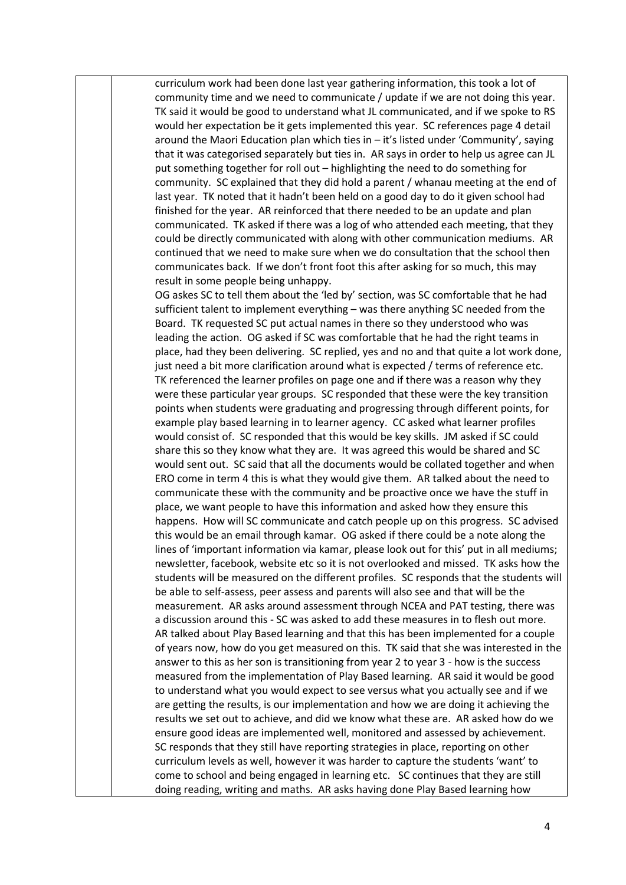curriculum work had been done last year gathering information, this took a lot of community time and we need to communicate / update if we are not doing this year. TK said it would be good to understand what JL communicated, and if we spoke to RS would her expectation be it gets implemented this year. SC references page 4 detail around the Maori Education plan which ties in – it's listed under 'Community', saying that it was categorised separately but ties in. AR says in order to help us agree can JL put something together for roll out – highlighting the need to do something for community. SC explained that they did hold a parent / whanau meeting at the end of last year. TK noted that it hadn't been held on a good day to do it given school had finished for the year. AR reinforced that there needed to be an update and plan communicated. TK asked if there was a log of who attended each meeting, that they could be directly communicated with along with other communication mediums. AR continued that we need to make sure when we do consultation that the school then communicates back. If we don't front foot this after asking for so much, this may result in some people being unhappy.

OG askes SC to tell them about the 'led by' section, was SC comfortable that he had sufficient talent to implement everything – was there anything SC needed from the Board. TK requested SC put actual names in there so they understood who was leading the action. OG asked if SC was comfortable that he had the right teams in place, had they been delivering. SC replied, yes and no and that quite a lot work done, just need a bit more clarification around what is expected / terms of reference etc. TK referenced the learner profiles on page one and if there was a reason why they were these particular year groups. SC responded that these were the key transition points when students were graduating and progressing through different points, for example play based learning in to learner agency. CC asked what learner profiles would consist of. SC responded that this would be key skills. JM asked if SC could share this so they know what they are. It was agreed this would be shared and SC would sent out. SC said that all the documents would be collated together and when ERO come in term 4 this is what they would give them. AR talked about the need to communicate these with the community and be proactive once we have the stuff in place, we want people to have this information and asked how they ensure this happens. How will SC communicate and catch people up on this progress. SC advised this would be an email through kamar. OG asked if there could be a note along the lines of 'important information via kamar, please look out for this' put in all mediums; newsletter, facebook, website etc so it is not overlooked and missed. TK asks how the students will be measured on the different profiles. SC responds that the students will be able to self-assess, peer assess and parents will also see and that will be the measurement. AR asks around assessment through NCEA and PAT testing, there was a discussion around this - SC was asked to add these measures in to flesh out more. AR talked about Play Based learning and that this has been implemented for a couple of years now, how do you get measured on this. TK said that she was interested in the answer to this as her son is transitioning from year 2 to year 3 - how is the success measured from the implementation of Play Based learning. AR said it would be good to understand what you would expect to see versus what you actually see and if we are getting the results, is our implementation and how we are doing it achieving the results we set out to achieve, and did we know what these are. AR asked how do we ensure good ideas are implemented well, monitored and assessed by achievement. SC responds that they still have reporting strategies in place, reporting on other curriculum levels as well, however it was harder to capture the students 'want' to come to school and being engaged in learning etc. SC continues that they are still doing reading, writing and maths. AR asks having done Play Based learning how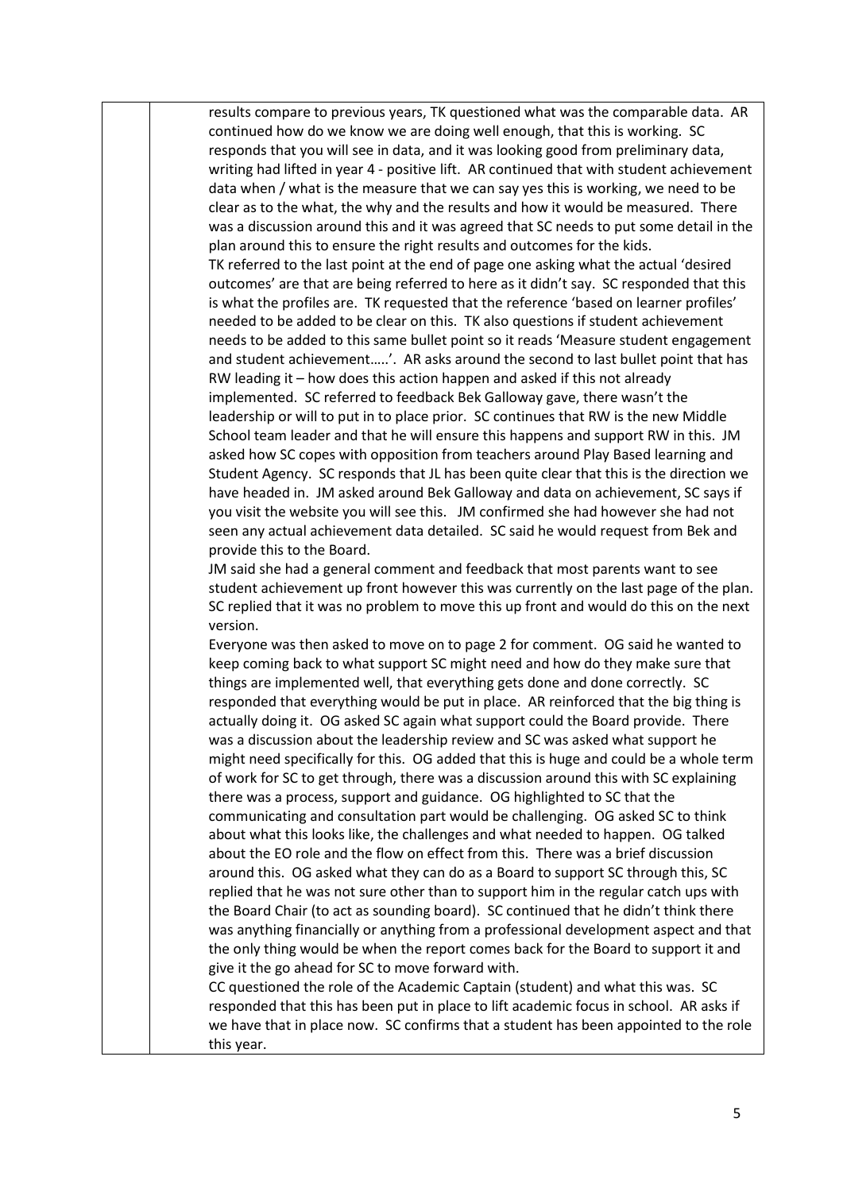results compare to previous years, TK questioned what was the comparable data. AR continued how do we know we are doing well enough, that this is working. SC responds that you will see in data, and it was looking good from preliminary data, writing had lifted in year 4 - positive lift. AR continued that with student achievement data when / what is the measure that we can say yes this is working, we need to be clear as to the what, the why and the results and how it would be measured. There was a discussion around this and it was agreed that SC needs to put some detail in the plan around this to ensure the right results and outcomes for the kids.

TK referred to the last point at the end of page one asking what the actual 'desired outcomes' are that are being referred to here as it didn't say. SC responded that this is what the profiles are. TK requested that the reference 'based on learner profiles' needed to be added to be clear on this. TK also questions if student achievement needs to be added to this same bullet point so it reads 'Measure student engagement and student achievement…..'. AR asks around the second to last bullet point that has RW leading it – how does this action happen and asked if this not already implemented. SC referred to feedback Bek Galloway gave, there wasn't the leadership or will to put in to place prior. SC continues that RW is the new Middle School team leader and that he will ensure this happens and support RW in this. JM asked how SC copes with opposition from teachers around Play Based learning and Student Agency. SC responds that JL has been quite clear that this is the direction we have headed in. JM asked around Bek Galloway and data on achievement, SC says if you visit the website you will see this. JM confirmed she had however she had not seen any actual achievement data detailed. SC said he would request from Bek and provide this to the Board.

JM said she had a general comment and feedback that most parents want to see student achievement up front however this was currently on the last page of the plan. SC replied that it was no problem to move this up front and would do this on the next version.

Everyone was then asked to move on to page 2 for comment. OG said he wanted to keep coming back to what support SC might need and how do they make sure that things are implemented well, that everything gets done and done correctly. SC responded that everything would be put in place. AR reinforced that the big thing is actually doing it. OG asked SC again what support could the Board provide. There was a discussion about the leadership review and SC was asked what support he might need specifically for this. OG added that this is huge and could be a whole term of work for SC to get through, there was a discussion around this with SC explaining there was a process, support and guidance. OG highlighted to SC that the communicating and consultation part would be challenging. OG asked SC to think about what this looks like, the challenges and what needed to happen. OG talked about the EO role and the flow on effect from this. There was a brief discussion around this. OG asked what they can do as a Board to support SC through this, SC replied that he was not sure other than to support him in the regular catch ups with the Board Chair (to act as sounding board). SC continued that he didn't think there was anything financially or anything from a professional development aspect and that the only thing would be when the report comes back for the Board to support it and give it the go ahead for SC to move forward with.

CC questioned the role of the Academic Captain (student) and what this was. SC responded that this has been put in place to lift academic focus in school. AR asks if we have that in place now. SC confirms that a student has been appointed to the role this year.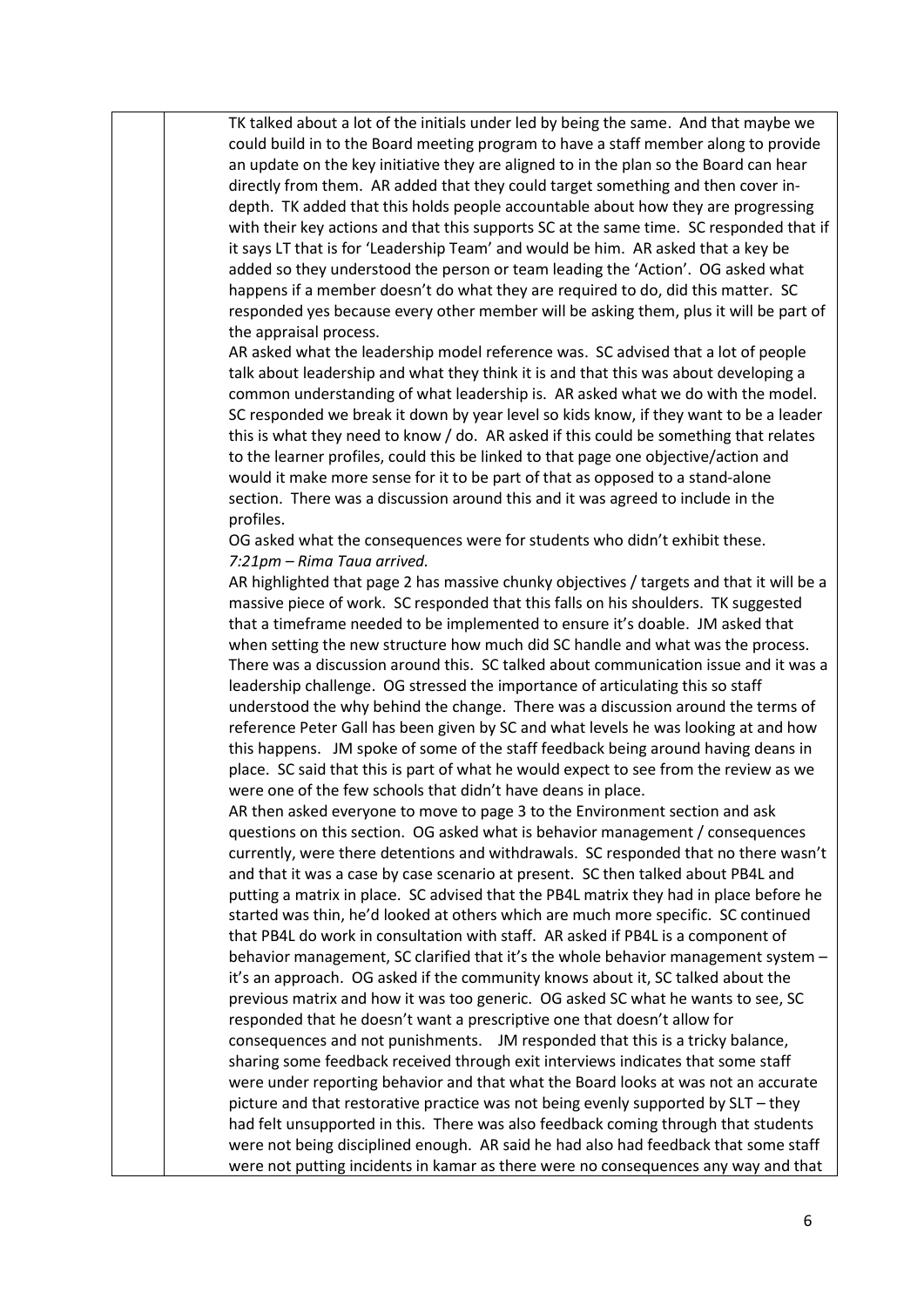TK talked about a lot of the initials under led by being the same. And that maybe we could build in to the Board meeting program to have a staff member along to provide an update on the key initiative they are aligned to in the plan so the Board can hear directly from them. AR added that they could target something and then cover in-depth. TK added that this holds people accountable about how they are progressing with their key actions and that this supports SC at the same time. SC responded that if it says LT that is for 'Leadership Team' and would be him. AR asked that a key be added so they understood the person or team leading the 'Action'. OG asked what happens if a member doesn't do what they are required to do, did this matter. SC responded yes because every other member will be asking them, plus it will be part of the appraisal process.

AR asked what the leadership model reference was. SC advised that a lot of people talk about leadership and what they think it is and that this was about developing a common understanding of what leadership is. AR asked what we do with the model. SC responded we break it down by year level so kids know, if they want to be a leader this is what they need to know / do. AR asked if this could be something that relates to the learner profiles, could this be linked to that page one objective/action and would it make more sense for it to be part of that as opposed to a stand-alone section. There was a discussion around this and it was agreed to include in the profiles.

OG asked what the consequences were for students who didn't exhibit these.

*7:21pm – Rima Taua arrived.*

AR highlighted that page 2 has massive chunky objectives / targets and that it will be a massive piece of work. SC responded that this falls on his shoulders. TK suggested that a timeframe needed to be implemented to ensure it's doable. JM asked that when setting the new structure how much did SC handle and what was the process. There was a discussion around this. SC talked about communication issue and it was a leadership challenge. OG stressed the importance of articulating this so staff understood the why behind the change. There was a discussion around the terms of reference Peter Gall has been given by SC and what levels he was looking at and how this happens. JM spoke of some of the staff feedback being around having deans in place. SC said that this is part of what he would expect to see from the review as we were one of the few schools that didn't have deans in place.

AR then asked everyone to move to page 3 to the Environment section and ask questions on this section. OG asked what is behavior management / consequences currently, were there detentions and withdrawals. SC responded that no there wasn't and that it was a case by case scenario at present. SC then talked about PB4L and putting a matrix in place. SC advised that the PB4L matrix they had in place before he started was thin, he'd looked at others which are much more specific. SC continued that PB4L do work in consultation with staff. AR asked if PB4L is a component of behavior management, SC clarified that it's the whole behavior management system – it's an approach. OG asked if the community knows about it, SC talked about the previous matrix and how it was too generic. OG asked SC what he wants to see, SC responded that he doesn't want a prescriptive one that doesn't allow for consequences and not punishments. JM responded that this is a tricky balance, sharing some feedback received through exit interviews indicates that some staff were under reporting behavior and that what the Board looks at was not an accurate picture and that restorative practice was not being evenly supported by SLT – they had felt unsupported in this. There was also feedback coming through that students were not being disciplined enough. AR said he had also had feedback that some staff were not putting incidents in kamar as there were no consequences any way and that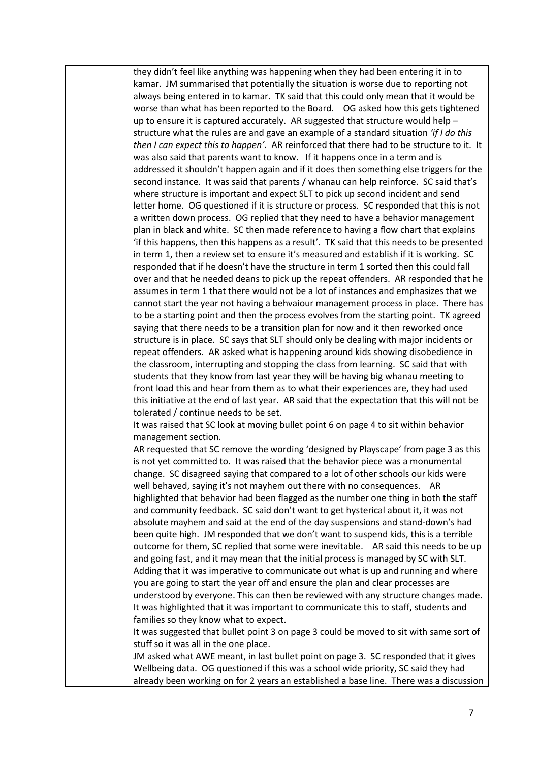they didn't feel like anything was happening when they had been entering it in to kamar. JM summarised that potentially the situation is worse due to reporting not always being entered in to kamar. TK said that this could only mean that it would be worse than what has been reported to the Board. OG asked how this gets tightened up to ensure it is captured accurately. AR suggested that structure would help – structure what the rules are and gave an example of a standard situation *'if I do this then I can expect this to happen'*. AR reinforced that there had to be structure to it. It was also said that parents want to know. If it happens once in a term and is addressed it shouldn't happen again and if it does then something else triggers for the second instance. It was said that parents / whanau can help reinforce. SC said that's where structure is important and expect SLT to pick up second incident and send letter home. OG questioned if it is structure or process. SC responded that this is not a written down process. OG replied that they need to have a behavior management plan in black and white. SC then made reference to having a flow chart that explains 'if this happens, then this happens as a result'. TK said that this needs to be presented in term 1, then a review set to ensure it's measured and establish if it is working. SC responded that if he doesn't have the structure in term 1 sorted then this could fall over and that he needed deans to pick up the repeat offenders. AR responded that he assumes in term 1 that there would not be a lot of instances and emphasizes that we cannot start the year not having a behvaiour management process in place. There has to be a starting point and then the process evolves from the starting point. TK agreed saying that there needs to be a transition plan for now and it then reworked once structure is in place. SC says that SLT should only be dealing with major incidents or repeat offenders. AR asked what is happening around kids showing disobedience in the classroom, interrupting and stopping the class from learning. SC said that with students that they know from last year they will be having big whanau meeting to front load this and hear from them as to what their experiences are, they had used this initiative at the end of last year. AR said that the expectation that this will not be tolerated / continue needs to be set.

It was raised that SC look at moving bullet point 6 on page 4 to sit within behavior management section.

AR requested that SC remove the wording 'designed by Playscape' from page 3 as this is not yet committed to. It was raised that the behavior piece was a monumental change. SC disagreed saying that compared to a lot of other schools our kids were well behaved, saying it's not mayhem out there with no consequences. AR highlighted that behavior had been flagged as the number one thing in both the staff and community feedback. SC said don't want to get hysterical about it, it was not absolute mayhem and said at the end of the day suspensions and stand-down's had been quite high. JM responded that we don't want to suspend kids, this is a terrible outcome for them, SC replied that some were inevitable. AR said this needs to be up and going fast, and it may mean that the initial process is managed by SC with SLT. Adding that it was imperative to communicate out what is up and running and where you are going to start the year off and ensure the plan and clear processes are understood by everyone. This can then be reviewed with any structure changes made. It was highlighted that it was important to communicate this to staff, students and families so they know what to expect.

It was suggested that bullet point 3 on page 3 could be moved to sit with same sort of stuff so it was all in the one place.

JM asked what AWE meant, in last bullet point on page 3. SC responded that it gives Wellbeing data. OG questioned if this was a school wide priority, SC said they had already been working on for 2 years an established a base line. There was a discussion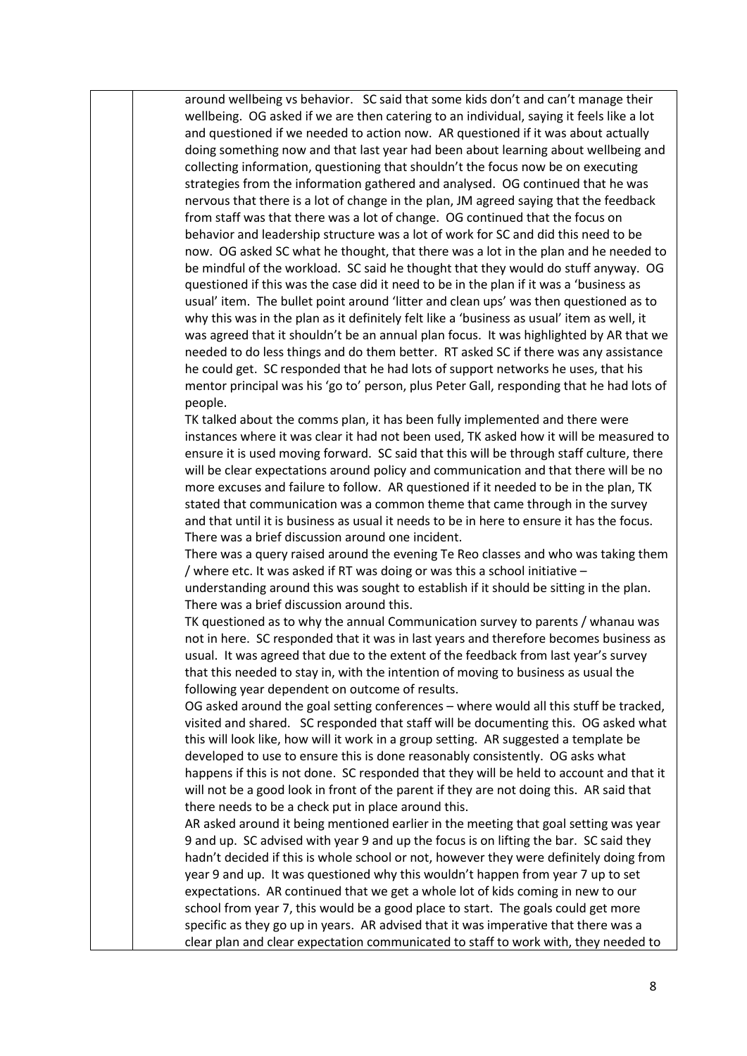around wellbeing vs behavior. SC said that some kids don't and can't manage their wellbeing. OG asked if we are then catering to an individual, saying it feels like a lot and questioned if we needed to action now. AR questioned if it was about actually doing something now and that last year had been about learning about wellbeing and collecting information, questioning that shouldn't the focus now be on executing strategies from the information gathered and analysed. OG continued that he was nervous that there is a lot of change in the plan, JM agreed saying that the feedback from staff was that there was a lot of change. OG continued that the focus on behavior and leadership structure was a lot of work for SC and did this need to be now. OG asked SC what he thought, that there was a lot in the plan and he needed to be mindful of the workload. SC said he thought that they would do stuff anyway. OG questioned if this was the case did it need to be in the plan if it was a 'business as usual' item. The bullet point around 'litter and clean ups' was then questioned as to why this was in the plan as it definitely felt like a 'business as usual' item as well, it was agreed that it shouldn't be an annual plan focus. It was highlighted by AR that we needed to do less things and do them better. RT asked SC if there was any assistance he could get. SC responded that he had lots of support networks he uses, that his mentor principal was his 'go to' person, plus Peter Gall, responding that he had lots of people.

TK talked about the comms plan, it has been fully implemented and there were instances where it was clear it had not been used, TK asked how it will be measured to ensure it is used moving forward. SC said that this will be through staff culture, there will be clear expectations around policy and communication and that there will be no more excuses and failure to follow. AR questioned if it needed to be in the plan, TK stated that communication was a common theme that came through in the survey and that until it is business as usual it needs to be in here to ensure it has the focus. There was a brief discussion around one incident.

There was a query raised around the evening Te Reo classes and who was taking them / where etc. It was asked if RT was doing or was this a school initiative – understanding around this was sought to establish if it should be sitting in the plan. There was a brief discussion around this.

TK questioned as to why the annual Communication survey to parents / whanau was not in here. SC responded that it was in last years and therefore becomes business as usual. It was agreed that due to the extent of the feedback from last year's survey that this needed to stay in, with the intention of moving to business as usual the following year dependent on outcome of results.

OG asked around the goal setting conferences – where would all this stuff be tracked, visited and shared. SC responded that staff will be documenting this. OG asked what this will look like, how will it work in a group setting. AR suggested a template be developed to use to ensure this is done reasonably consistently. OG asks what happens if this is not done. SC responded that they will be held to account and that it will not be a good look in front of the parent if they are not doing this. AR said that there needs to be a check put in place around this.

AR asked around it being mentioned earlier in the meeting that goal setting was year 9 and up. SC advised with year 9 and up the focus is on lifting the bar. SC said they hadn't decided if this is whole school or not, however they were definitely doing from year 9 and up. It was questioned why this wouldn't happen from year 7 up to set expectations. AR continued that we get a whole lot of kids coming in new to our school from year 7, this would be a good place to start. The goals could get more specific as they go up in years. AR advised that it was imperative that there was a clear plan and clear expectation communicated to staff to work with, they needed to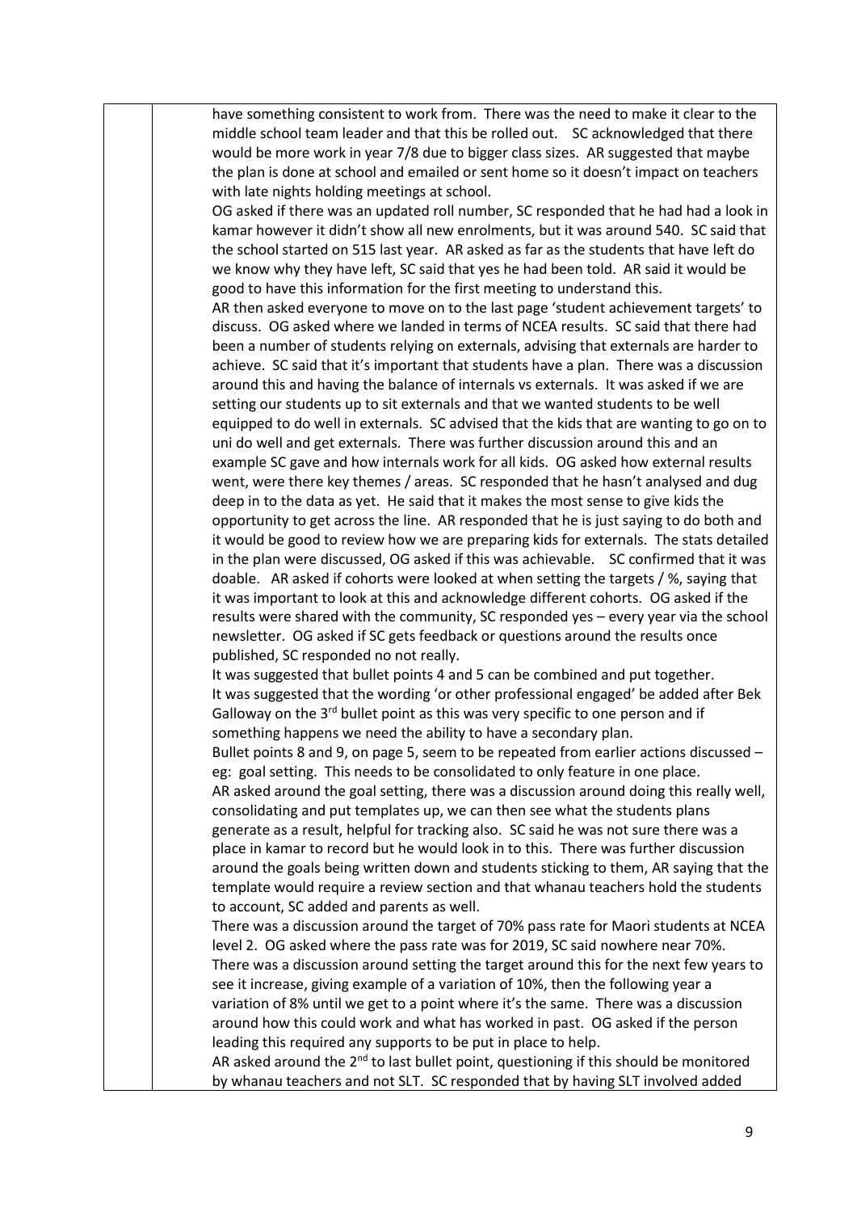have something consistent to work from. There was the need to make it clear to the middle school team leader and that this be rolled out. SC acknowledged that there would be more work in year 7/8 due to bigger class sizes. AR suggested that maybe the plan is done at school and emailed or sent home so it doesn't impact on teachers with late nights holding meetings at school.

OG asked if there was an updated roll number, SC responded that he had had a look in kamar however it didn't show all new enrolments, but it was around 540. SC said that the school started on 515 last year. AR asked as far as the students that have left do we know why they have left, SC said that yes he had been told. AR said it would be good to have this information for the first meeting to understand this.

AR then asked everyone to move on to the last page 'student achievement targets' to discuss. OG asked where we landed in terms of NCEA results. SC said that there had been a number of students relying on externals, advising that externals are harder to achieve. SC said that it's important that students have a plan. There was a discussion around this and having the balance of internals vs externals. It was asked if we are setting our students up to sit externals and that we wanted students to be well equipped to do well in externals. SC advised that the kids that are wanting to go on to uni do well and get externals. There was further discussion around this and an example SC gave and how internals work for all kids. OG asked how external results went, were there key themes / areas. SC responded that he hasn't analysed and dug deep in to the data as yet. He said that it makes the most sense to give kids the opportunity to get across the line. AR responded that he is just saying to do both and it would be good to review how we are preparing kids for externals. The stats detailed in the plan were discussed, OG asked if this was achievable. SC confirmed that it was doable. AR asked if cohorts were looked at when setting the targets / %, saying that it was important to look at this and acknowledge different cohorts. OG asked if the results were shared with the community, SC responded yes – every year via the school newsletter. OG asked if SC gets feedback or questions around the results once published, SC responded no not really.

It was suggested that bullet points 4 and 5 can be combined and put together.

It was suggested that the wording 'or other professional engaged' be added after Bek Galloway on the 3rd bullet point as this was very specific to one person and if something happens we need the ability to have a secondary plan.

Bullet points 8 and 9, on page 5, seem to be repeated from earlier actions discussed – eg: goal setting. This needs to be consolidated to only feature in one place.

AR asked around the goal setting, there was a discussion around doing this really well, consolidating and put templates up, we can then see what the students plans generate as a result, helpful for tracking also. SC said he was not sure there was a place in kamar to record but he would look in to this. There was further discussion around the goals being written down and students sticking to them, AR saying that the template would require a review section and that whanau teachers hold the students to account, SC added and parents as well.

There was a discussion around the target of 70% pass rate for Maori students at NCEA level 2. OG asked where the pass rate was for 2019, SC said nowhere near 70%. There was a discussion around setting the target around this for the next few years to see it increase, giving example of a variation of 10%, then the following year a variation of 8% until we get to a point where it's the same. There was a discussion around how this could work and what has worked in past. OG asked if the person leading this required any supports to be put in place to help.

AR asked around the 2nd to last bullet point, questioning if this should be monitored by whanau teachers and not SLT. SC responded that by having SLT involved added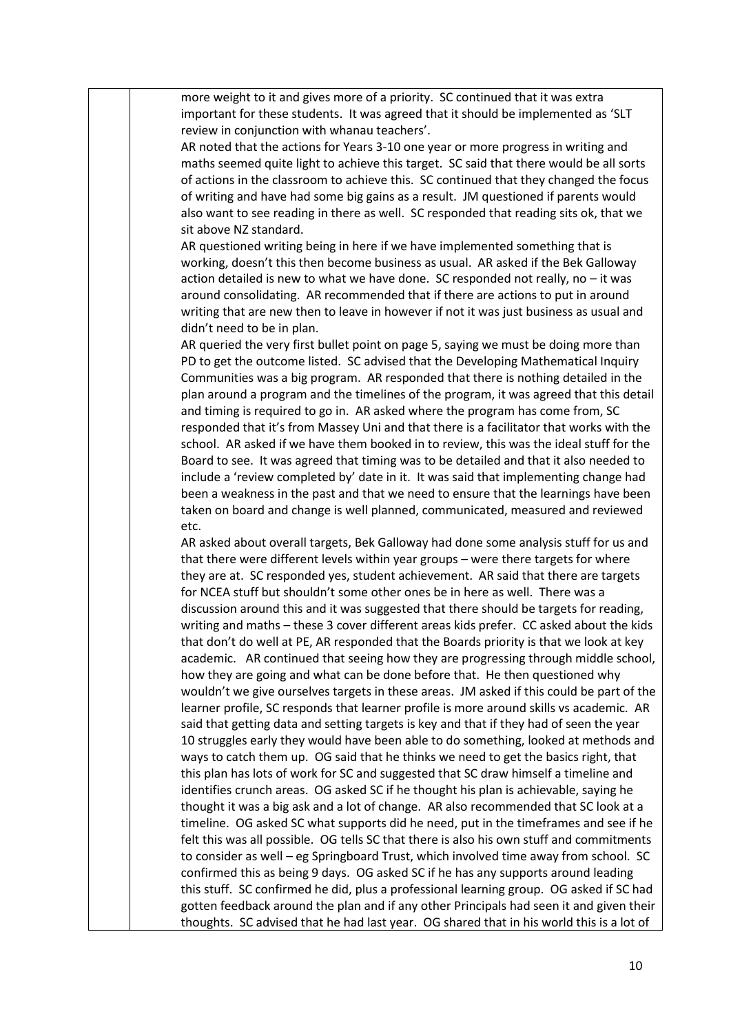more weight to it and gives more of a priority. SC continued that it was extra important for these students. It was agreed that it should be implemented as 'SLT review in conjunction with whanau teachers'.

AR noted that the actions for Years 3-10 one year or more progress in writing and maths seemed quite light to achieve this target. SC said that there would be all sorts of actions in the classroom to achieve this. SC continued that they changed the focus of writing and have had some big gains as a result. JM questioned if parents would also want to see reading in there as well. SC responded that reading sits ok, that we sit above NZ standard.

AR questioned writing being in here if we have implemented something that is working, doesn't this then become business as usual. AR asked if the Bek Galloway action detailed is new to what we have done. SC responded not really, no – it was around consolidating. AR recommended that if there are actions to put in around writing that are new then to leave in however if not it was just business as usual and didn't need to be in plan.

AR queried the very first bullet point on page 5, saying we must be doing more than PD to get the outcome listed. SC advised that the Developing Mathematical Inquiry Communities was a big program. AR responded that there is nothing detailed in the plan around a program and the timelines of the program, it was agreed that this detail and timing is required to go in. AR asked where the program has come from, SC responded that it's from Massey Uni and that there is a facilitator that works with the school. AR asked if we have them booked in to review, this was the ideal stuff for the Board to see. It was agreed that timing was to be detailed and that it also needed to include a 'review completed by' date in it. It was said that implementing change had been a weakness in the past and that we need to ensure that the learnings have been taken on board and change is well planned, communicated, measured and reviewed etc.

AR asked about overall targets, Bek Galloway had done some analysis stuff for us and that there were different levels within year groups – were there targets for where they are at. SC responded yes, student achievement. AR said that there are targets for NCEA stuff but shouldn't some other ones be in here as well. There was a discussion around this and it was suggested that there should be targets for reading, writing and maths – these 3 cover different areas kids prefer. CC asked about the kids that don't do well at PE, AR responded that the Boards priority is that we look at key academic. AR continued that seeing how they are progressing through middle school, how they are going and what can be done before that. He then questioned why wouldn't we give ourselves targets in these areas. JM asked if this could be part of the learner profile, SC responds that learner profile is more around skills vs academic. AR said that getting data and setting targets is key and that if they had of seen the year 10 struggles early they would have been able to do something, looked at methods and ways to catch them up. OG said that he thinks we need to get the basics right, that this plan has lots of work for SC and suggested that SC draw himself a timeline and identifies crunch areas. OG asked SC if he thought his plan is achievable, saying he thought it was a big ask and a lot of change. AR also recommended that SC look at a timeline. OG asked SC what supports did he need, put in the timeframes and see if he felt this was all possible. OG tells SC that there is also his own stuff and commitments to consider as well – eg Springboard Trust, which involved time away from school. SC confirmed this as being 9 days. OG asked SC if he has any supports around leading this stuff. SC confirmed he did, plus a professional learning group. OG asked if SC had gotten feedback around the plan and if any other Principals had seen it and given their thoughts. SC advised that he had last year. OG shared that in his world this is a lot of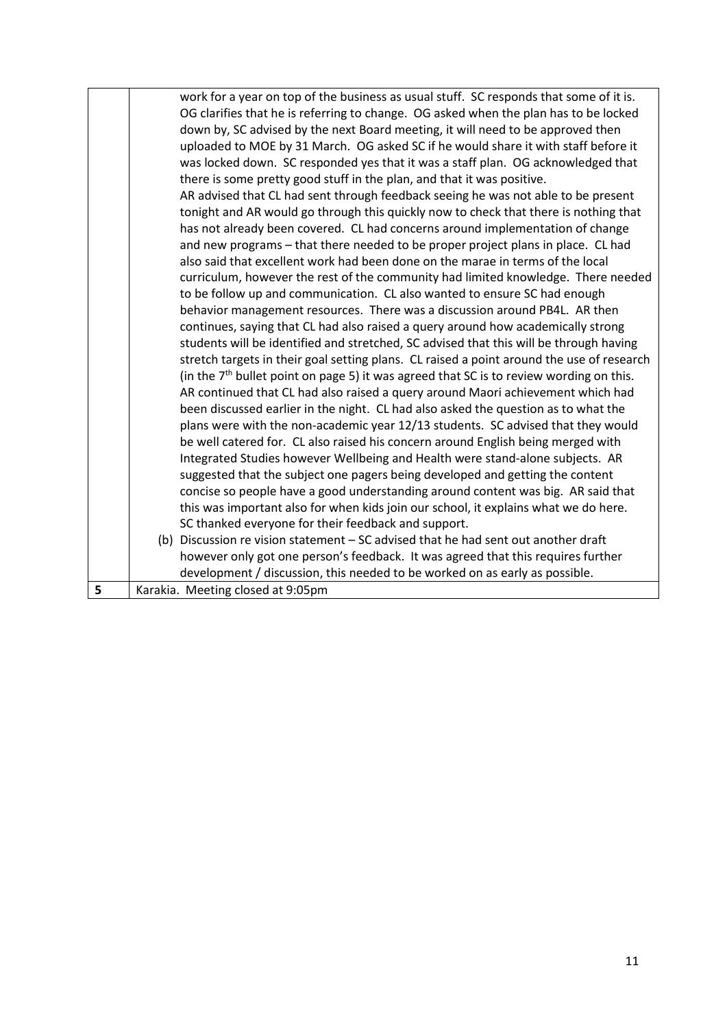| | |
|---|---|
| | work for a year on top of the business as usual stuff. SC responds that some of it is. OG clarifies that he is referring to change. OG asked when the plan has to be locked down by, SC advised by the next Board meeting, it will need to be approved then uploaded to MOE by 31 March. OG asked SC if he would share it with staff before it was locked down. SC responded yes that it was a staff plan. OG acknowledged that there is some pretty good stuff in the plan, and that it was positive. AR advised that CL had sent through feedback seeing he was not able to be present tonight and AR would go through this quickly now to check that there is nothing that has not already been covered. CL had concerns around implementation of change and new programs – that there needed to be proper project plans in place. CL had also said that excellent work had been done on the marae in terms of the local curriculum, however the rest of the community had limited knowledge. There needed to be follow up and communication. CL also wanted to ensure SC had enough behavior management resources. There was a discussion around PB4L. AR then continues, saying that CL had also raised a query around how academically strong students will be identified and stretched, SC advised that this will be through having stretch targets in their goal setting plans. CL raised a point around the use of research (in the 7th bullet point on page 5) it was agreed that SC is to review wording on this. AR continued that CL had also raised a query around Maori achievement which had been discussed earlier in the night. CL had also asked the question as to what the plans were with the non-academic year 12/13 students. SC advised that they would be well catered for. CL also raised his concern around English being merged with Integrated Studies however Wellbeing and Health were stand-alone subjects. AR suggested that the subject one pagers being developed and getting the content concise so people have a good understanding around content was big. AR said that this was important also for when kids join our school, it explains what we do here. SC thanked everyone for their feedback and support.<br>(b) Discussion re vision statement – SC advised that he had sent out another draft however only got one person's feedback. It was agreed that this requires further development / discussion, this needed to be worked on as early as possible. |
| **5** | Karakia. Meeting closed at 9:05pm |